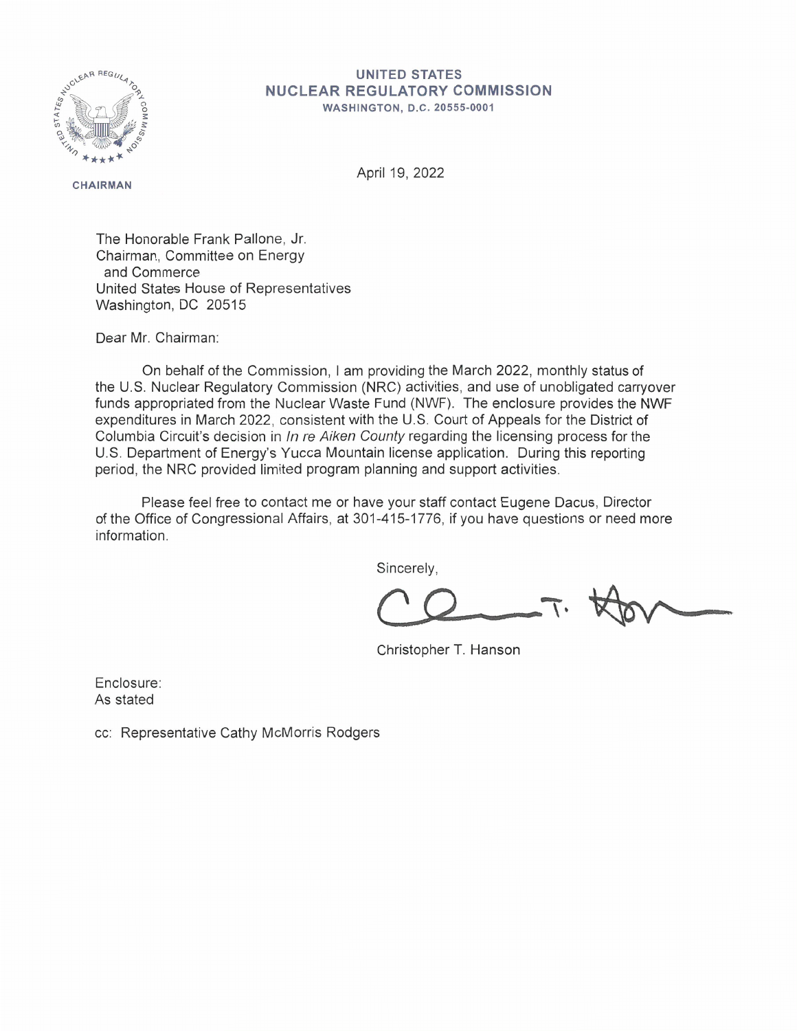**UNITED STATES**
**NUCLEAR REGULATORY COMMISSION**
**WASHINGTON, D.C. 20555-0001**

CHAIRMAN

April 19, 2022

The Honorable Frank Pallone, Jr.
Chairman, Committee on Energy
and Commerce
United States House of Representatives
Washington, DC 20515

Dear Mr. Chairman:

On behalf of the Commission, I am providing the March 2022, monthly status of the U.S. Nuclear Regulatory Commission (NRC) activities, and use of unobligated carryover funds appropriated from the Nuclear Waste Fund (NWF). The enclosure provides the NWF expenditures in March 2022, consistent with the U.S. Court of Appeals for the District of Columbia Circuit's decision in *In re Aiken County* regarding the licensing process for the U.S. Department of Energy's Yucca Mountain license application. During this reporting period, the NRC provided limited program planning and support activities.

Please feel free to contact me or have your staff contact Eugene Dacus, Director of the Office of Congressional Affairs, at 301-415-1776, if you have questions or need more information.

Sincerely,

Christopher T. Hanson

Enclosure:
As stated

cc: Representative Cathy McMorris Rodgers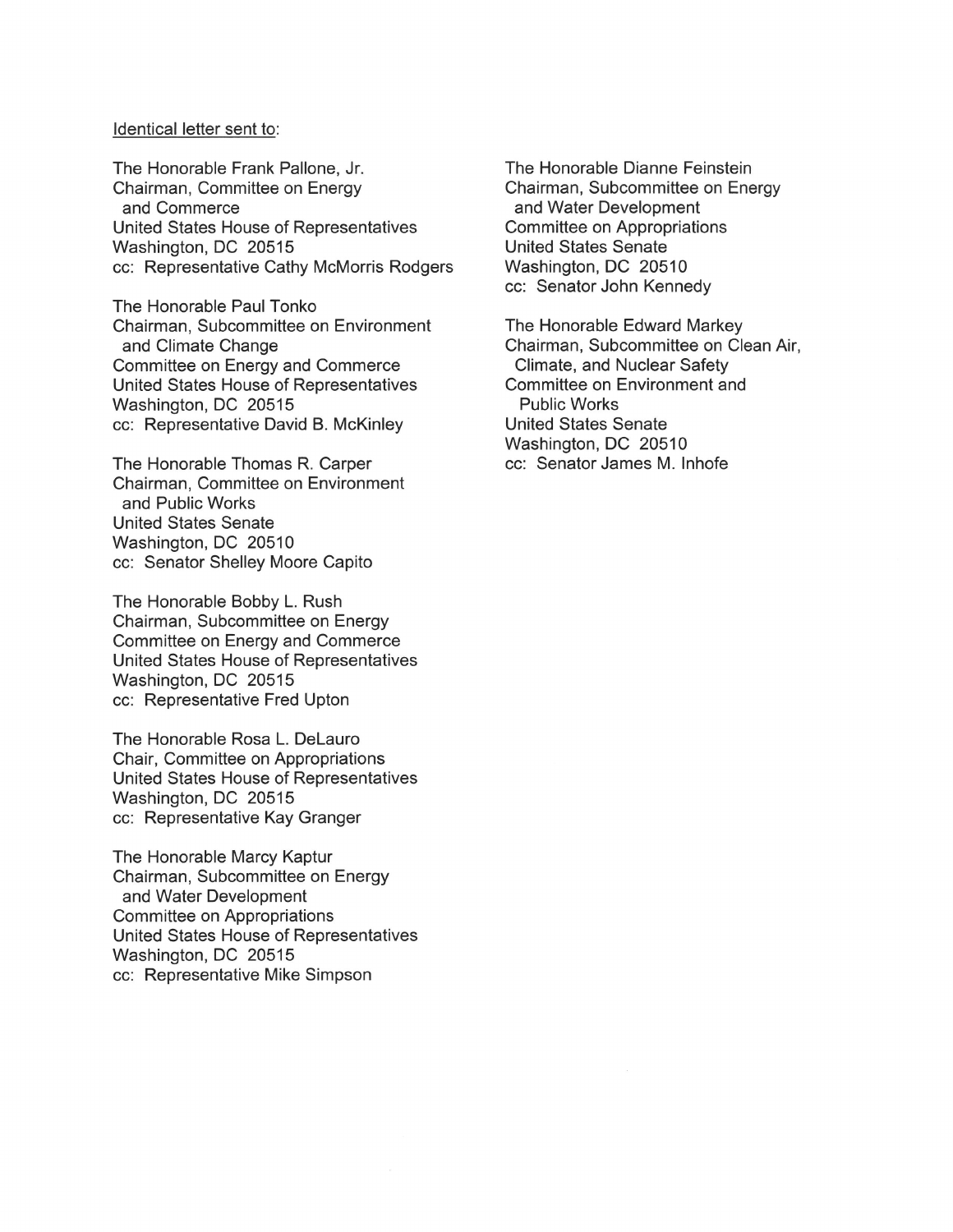Identical letter sent to:

The Honorable Frank Pallone, Jr.
Chairman, Committee on Energy
and Commerce
United States House of Representatives
Washington, DC 20515
cc: Representative Cathy McMorris Rodgers

The Honorable Paul Tonko
Chairman, Subcommittee on Environment
and Climate Change
Committee on Energy and Commerce
United States House of Representatives
Washington, DC 20515
cc: Representative David B. McKinley

The Honorable Thomas R. Carper
Chairman, Committee on Environment
and Public Works
United States Senate
Washington, DC 20510
cc: Senator Shelley Moore Capito

The Honorable Bobby L. Rush
Chairman, Subcommittee on Energy
Committee on Energy and Commerce
United States House of Representatives
Washington, DC 20515
cc: Representative Fred Upton

The Honorable Rosa L. DeLauro
Chair, Committee on Appropriations
United States House of Representatives
Washington, DC 20515
cc: Representative Kay Granger

The Honorable Marcy Kaptur
Chairman, Subcommittee on Energy
and Water Development
Committee on Appropriations
United States House of Representatives
Washington, DC 20515
cc: Representative Mike Simpson

The Honorable Dianne Feinstein
Chairman, Subcommittee on Energy
and Water Development
Committee on Appropriations
United States Senate
Washington, DC 20510
cc: Senator John Kennedy

The Honorable Edward Markey
Chairman, Subcommittee on Clean Air,
Climate, and Nuclear Safety
Committee on Environment and
Public Works
United States Senate
Washington, DC 20510
cc: Senator James M. Inhofe